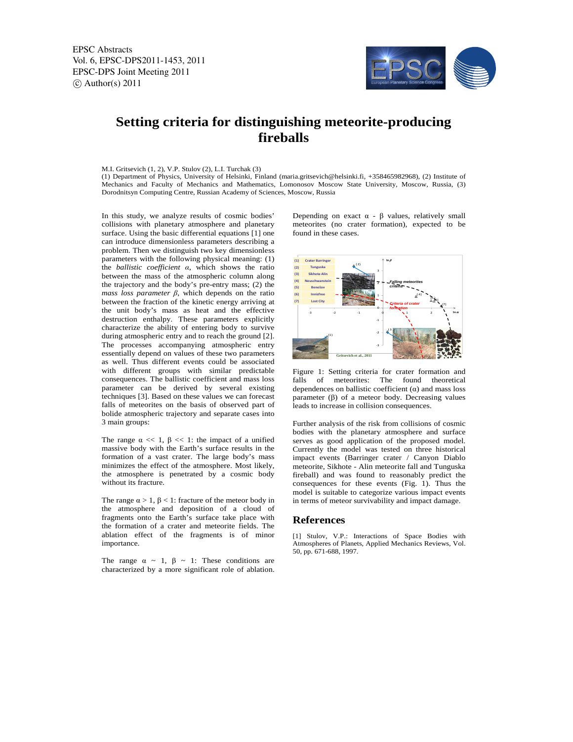# Setting criteria for distinguishing meteorite-producing fireballs

M.I. Gritsevich (1, 2), V.P. Stulov (2), L.I. Turchak (3)

(1) Department of Physics, University of Helsinki, Finland (maria.gritsevich@helsinki.fi, +358465982968), (2) Institute of Mechanics and Faculty of Mechanics and Mathematics, Lomonosov Moscow State University, Moscow, Russia, (3) Dorodnitsyn Computing Centre, Russian Academy of Sciences, Moscow, Russia

In this study, we analyze results of cosmic bodies' collisions with planetary atmosphere and planetary surface. Using the basic differential equations [1] one can introduce dimensionless parameters describing a problem. Then we distinguish two key dimensionless parameters with the following physical meaning: (1) the *ballistic coefficient* $\alpha$, which shows the ratio between the mass of the atmospheric column along the trajectory and the body's pre-entry mass; (2) the *mass loss parameter* $\beta$, which depends on the ratio between the fraction of the kinetic energy arriving at the unit body's mass as heat and the effective destruction enthalpy. These parameters explicitly characterize the ability of entering body to survive during atmospheric entry and to reach the ground [2]. The processes accompanying atmospheric entry essentially depend on values of these two parameters as well. Thus different events could be associated with different groups with similar predictable consequences. The ballistic coefficient and mass loss parameter can be derived by several existing techniques [3]. Based on these values we can forecast falls of meteorites on the basis of observed part of bolide atmospheric trajectory and separate cases into 3 main groups:

The range $\alpha << 1$, $\beta << 1$: the impact of a unified massive body with the Earth's surface results in the formation of a vast crater. The large body's mass minimizes the effect of the atmosphere. Most likely, the atmosphere is penetrated by a cosmic body without its fracture.

The range $\alpha > 1$, $\beta < 1$: fracture of the meteor body in the atmosphere and deposition of a cloud of fragments onto the Earth's surface take place with the formation of a crater and meteorite fields. The ablation effect of the fragments is of minor importance.

The range $\alpha \sim 1$, $\beta \sim 1$: These conditions are characterized by a more significant role of ablation. Depending on exact $\alpha$ - $\beta$ values, relatively small meteorites (no crater formation), expected to be found in these cases.

Figure 1: Setting criteria for crater formation and falls of meteorites: The found theoretical dependences on ballistic coefficient ($\alpha$) and mass loss parameter ($\beta$) of a meteor body. Decreasing values leads to increase in collision consequences.

Further analysis of the risk from collisions of cosmic bodies with the planetary atmosphere and surface serves as good application of the proposed model. Currently the model was tested on three historical impact events (Barringer crater / Canyon Diablo meteorite, Sikhote - Alin meteorite fall and Tunguska fireball) and was found to reasonably predict the consequences for these events (Fig. 1). Thus the model is suitable to categorize various impact events in terms of meteor survivability and impact damage.

## References

[1] Stulov, V.P.: Interactions of Space Bodies with Atmospheres of Planets, Applied Mechanics Reviews, Vol. 50, pp. 671-688, 1997.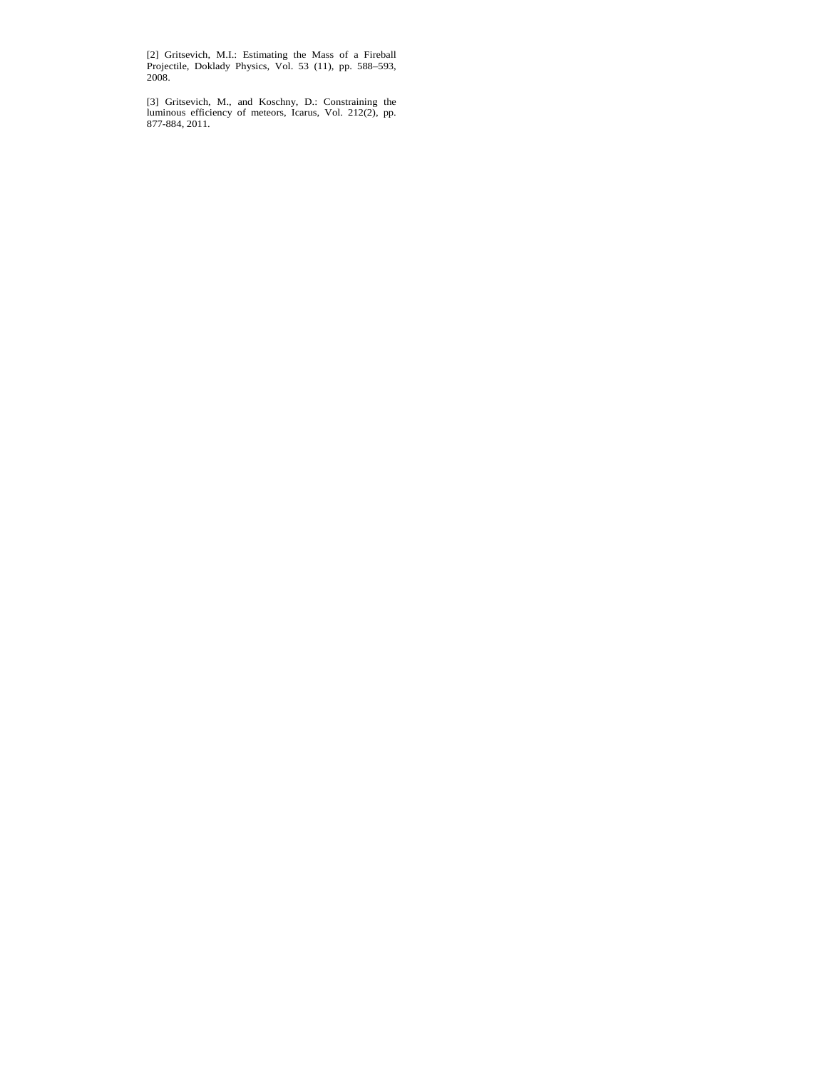[2] Gritsevich, M.I.: Estimating the Mass of a Fireball Projectile, Doklady Physics, Vol. 53 (11), pp. 588–593, 2008.

[3] Gritsevich, M., and Koschny, D.: Constraining the luminous efficiency of meteors, Icarus, Vol. 212(2), pp. 877-884, 2011.